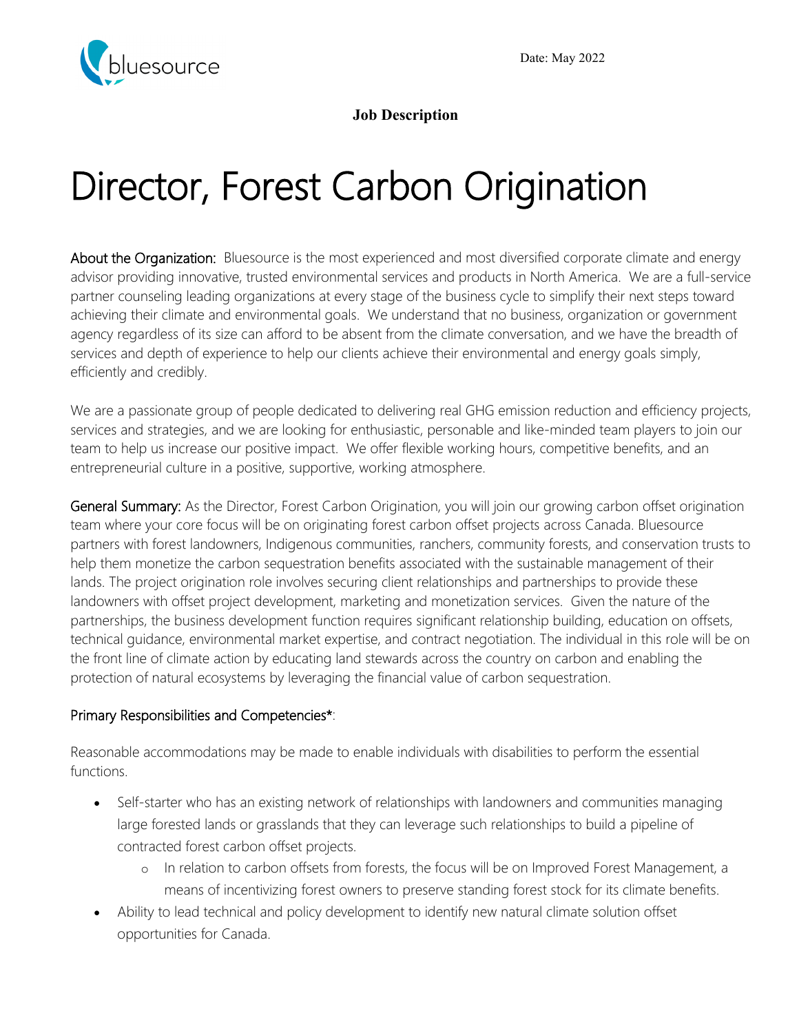Date: May 2022

**Job Description**

# Director, Forest Carbon Origination

About the Organization: Bluesource is the most experienced and most diversified corporate climate and energy advisor providing innovative, trusted environmental services and products in North America. We are a full-service partner counseling leading organizations at every stage of the business cycle to simplify their next steps toward achieving their climate and environmental goals. We understand that no business, organization or government agency regardless of its size can afford to be absent from the climate conversation, and we have the breadth of services and depth of experience to help our clients achieve their environmental and energy goals simply, efficiently and credibly.

We are a passionate group of people dedicated to delivering real GHG emission reduction and efficiency projects, services and strategies, and we are looking for enthusiastic, personable and like-minded team players to join our team to help us increase our positive impact. We offer flexible working hours, competitive benefits, and an entrepreneurial culture in a positive, supportive, working atmosphere.

General Summary: As the Director, Forest Carbon Origination, you will join our growing carbon offset origination team where your core focus will be on originating forest carbon offset projects across Canada. Bluesource partners with forest landowners, Indigenous communities, ranchers, community forests, and conservation trusts to help them monetize the carbon sequestration benefits associated with the sustainable management of their lands. The project origination role involves securing client relationships and partnerships to provide these landowners with offset project development, marketing and monetization services. Given the nature of the partnerships, the business development function requires significant relationship building, education on offsets, technical guidance, environmental market expertise, and contract negotiation. The individual in this role will be on the front line of climate action by educating land stewards across the country on carbon and enabling the protection of natural ecosystems by leveraging the financial value of carbon sequestration.

Primary Responsibilities and Competencies*:

Reasonable accommodations may be made to enable individuals with disabilities to perform the essential functions.

- Self-starter who has an existing network of relationships with landowners and communities managing large forested lands or grasslands that they can leverage such relationships to build a pipeline of contracted forest carbon offset projects.
  - In relation to carbon offsets from forests, the focus will be on Improved Forest Management, a means of incentivizing forest owners to preserve standing forest stock for its climate benefits.
- Ability to lead technical and policy development to identify new natural climate solution offset opportunities for Canada.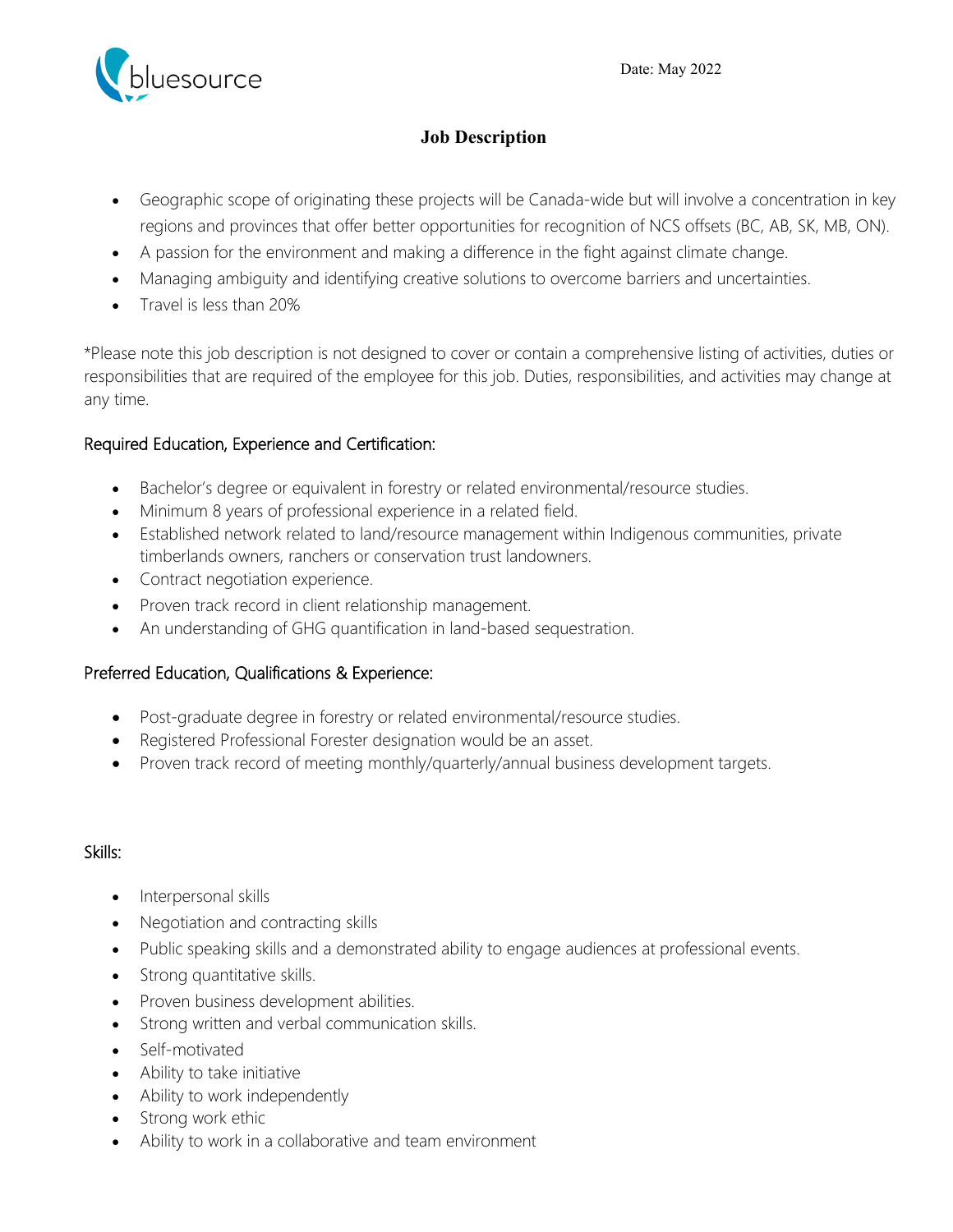Date: May 2022

## Job Description

- Geographic scope of originating these projects will be Canada-wide but will involve a concentration in key regions and provinces that offer better opportunities for recognition of NCS offsets (BC, AB, SK, MB, ON).
- A passion for the environment and making a difference in the fight against climate change.
- Managing ambiguity and identifying creative solutions to overcome barriers and uncertainties.
- Travel is less than 20%

*Please note this job description is not designed to cover or contain a comprehensive listing of activities, duties or responsibilities that are required of the employee for this job. Duties, responsibilities, and activities may change at any time.

### Required Education, Experience and Certification:

- Bachelor's degree or equivalent in forestry or related environmental/resource studies.
- Minimum 8 years of professional experience in a related field.
- Established network related to land/resource management within Indigenous communities, private timberlands owners, ranchers or conservation trust landowners.
- Contract negotiation experience.
- Proven track record in client relationship management.
- An understanding of GHG quantification in land-based sequestration.

### Preferred Education, Qualifications & Experience:

- Post-graduate degree in forestry or related environmental/resource studies.
- Registered Professional Forester designation would be an asset.
- Proven track record of meeting monthly/quarterly/annual business development targets.

### Skills:

- Interpersonal skills
- Negotiation and contracting skills
- Public speaking skills and a demonstrated ability to engage audiences at professional events.
- Strong quantitative skills.
- Proven business development abilities.
- Strong written and verbal communication skills.
- Self-motivated
- Ability to take initiative
- Ability to work independently
- Strong work ethic
- Ability to work in a collaborative and team environment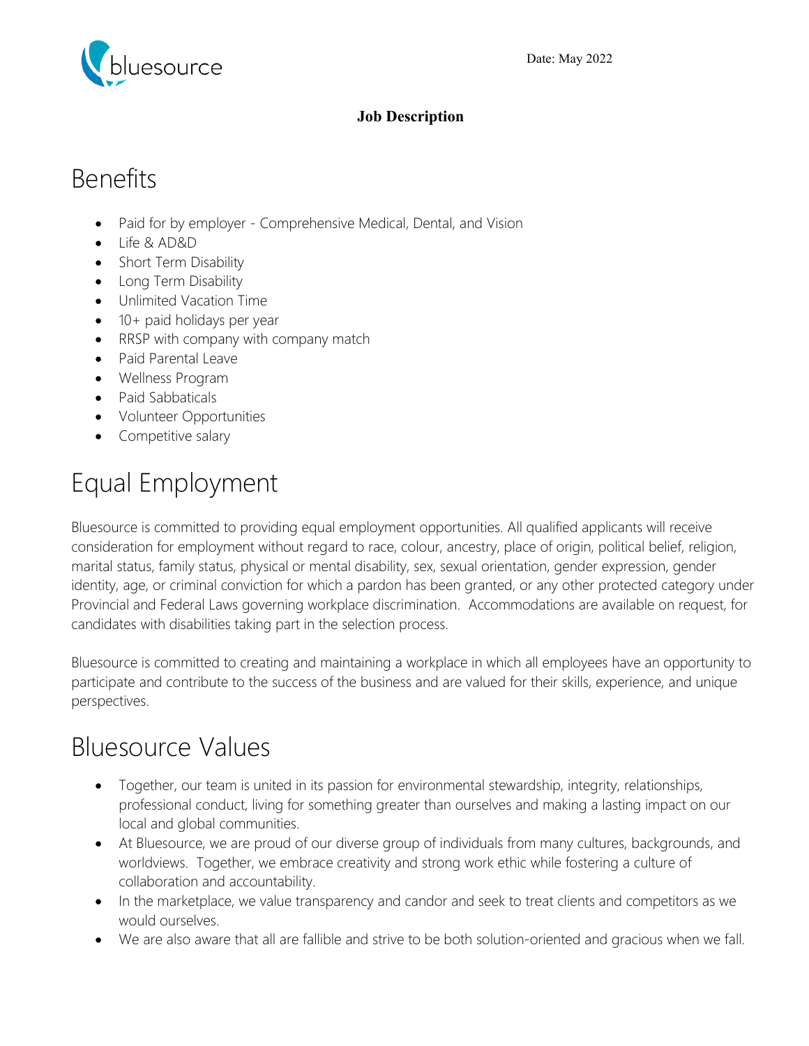Date: May 2022

**Job Description**

# Benefits

- Paid for by employer - Comprehensive Medical, Dental, and Vision
- Life & AD&D
- Short Term Disability
- Long Term Disability
- Unlimited Vacation Time
- 10+ paid holidays per year
- RRSP with company with company match
- Paid Parental Leave
- Wellness Program
- Paid Sabbaticals
- Volunteer Opportunities
- Competitive salary

# Equal Employment

Bluesource is committed to providing equal employment opportunities. All qualified applicants will receive consideration for employment without regard to race, colour, ancestry, place of origin, political belief, religion, marital status, family status, physical or mental disability, sex, sexual orientation, gender expression, gender identity, age, or criminal conviction for which a pardon has been granted, or any other protected category under Provincial and Federal Laws governing workplace discrimination. Accommodations are available on request, for candidates with disabilities taking part in the selection process.

Bluesource is committed to creating and maintaining a workplace in which all employees have an opportunity to participate and contribute to the success of the business and are valued for their skills, experience, and unique perspectives.

# Bluesource Values

- Together, our team is united in its passion for environmental stewardship, integrity, relationships, professional conduct, living for something greater than ourselves and making a lasting impact on our local and global communities.
- At Bluesource, we are proud of our diverse group of individuals from many cultures, backgrounds, and worldviews. Together, we embrace creativity and strong work ethic while fostering a culture of collaboration and accountability.
- In the marketplace, we value transparency and candor and seek to treat clients and competitors as we would ourselves.
- We are also aware that all are fallible and strive to be both solution-oriented and gracious when we fall.